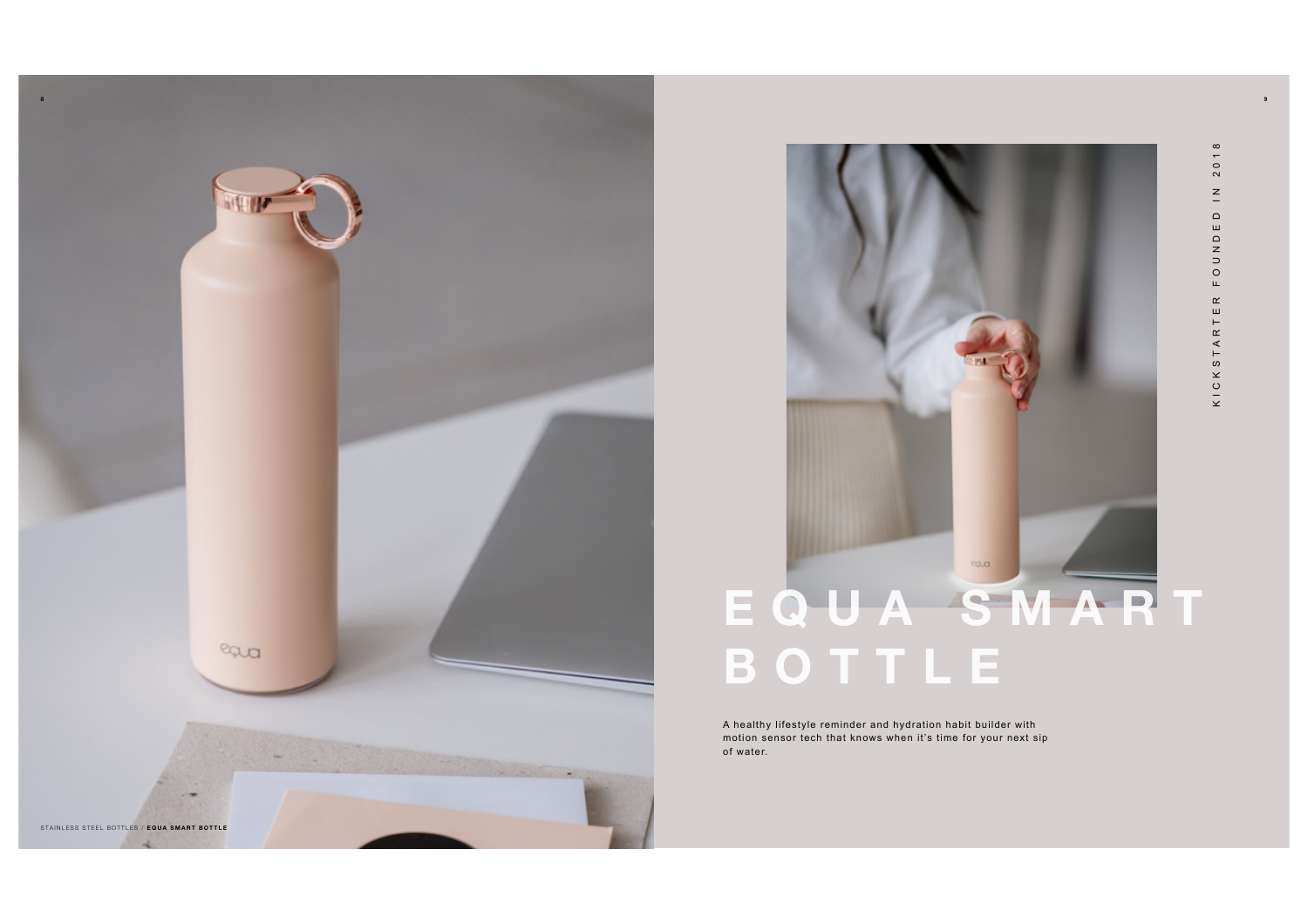KICKSTARTER FOUNDED IN 2018

# EQUA SMART BOTTLE

A healthy lifestyle reminder and hydration habit builder with motion sensor tech that knows when it's time for your next sip of water.

STAINLESS STEEL BOTTLES / **EQUA SMART BOTTLE**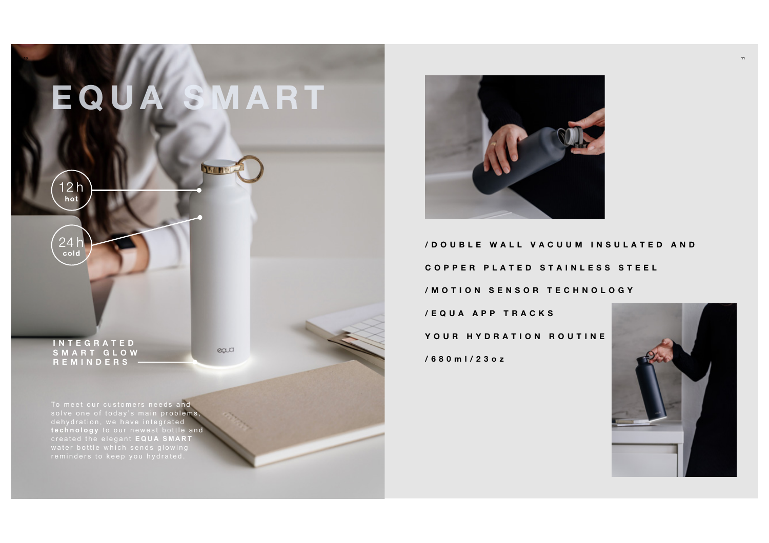# EQUA SMART

12h hot

24h cold

INTEGRATED SMART GLOW REMINDERS

To meet our customers needs and solve one of today's main problems, dehydration, we have integrated **technology** to our newest bottle and created the elegant **EQUA SMART** water bottle which sends glowing reminders to keep you hydrated.

**/DOUBLE WALL VACUUM INSULATED AND COPPER PLATED STAINLESS STEEL**

**/MOTION SENSOR TECHNOLOGY**

**/EQUA APP TRACKS YOUR HYDRATION ROUTINE**

**/680ml/23oz**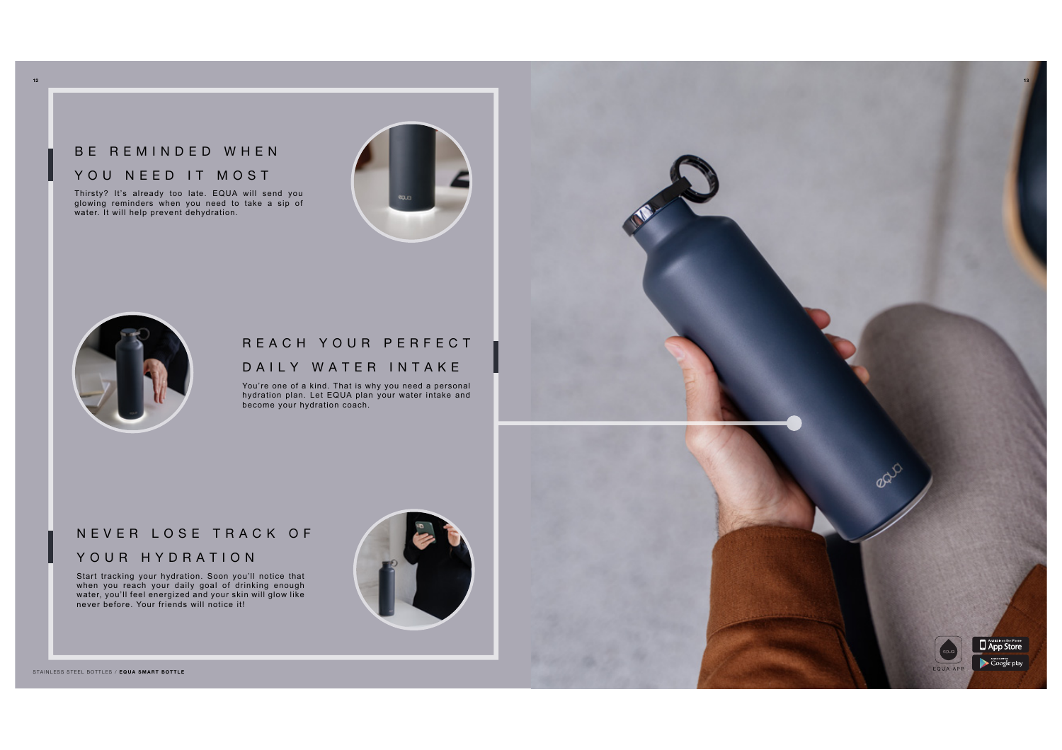## BE REMINDED WHEN YOU NEED IT MOST

Thirsty? It's already too late. EQUA will send you glowing reminders when you need to take a sip of water. It will help prevent dehydration.

## REACH YOUR PERFECT DAILY WATER INTAKE

You're one of a kind. That is why you need a personal hydration plan. Let EQUA plan your water intake and become your hydration coach.

## NEVER LOSE TRACK OF YOUR HYDRATION

Start tracking your hydration. Soon you'll notice that when you reach your daily goal of drinking enough water, you'll feel energized and your skin will glow like never before. Your friends will notice it!

EQUA APP

Available on the iPhone App Store

Google play